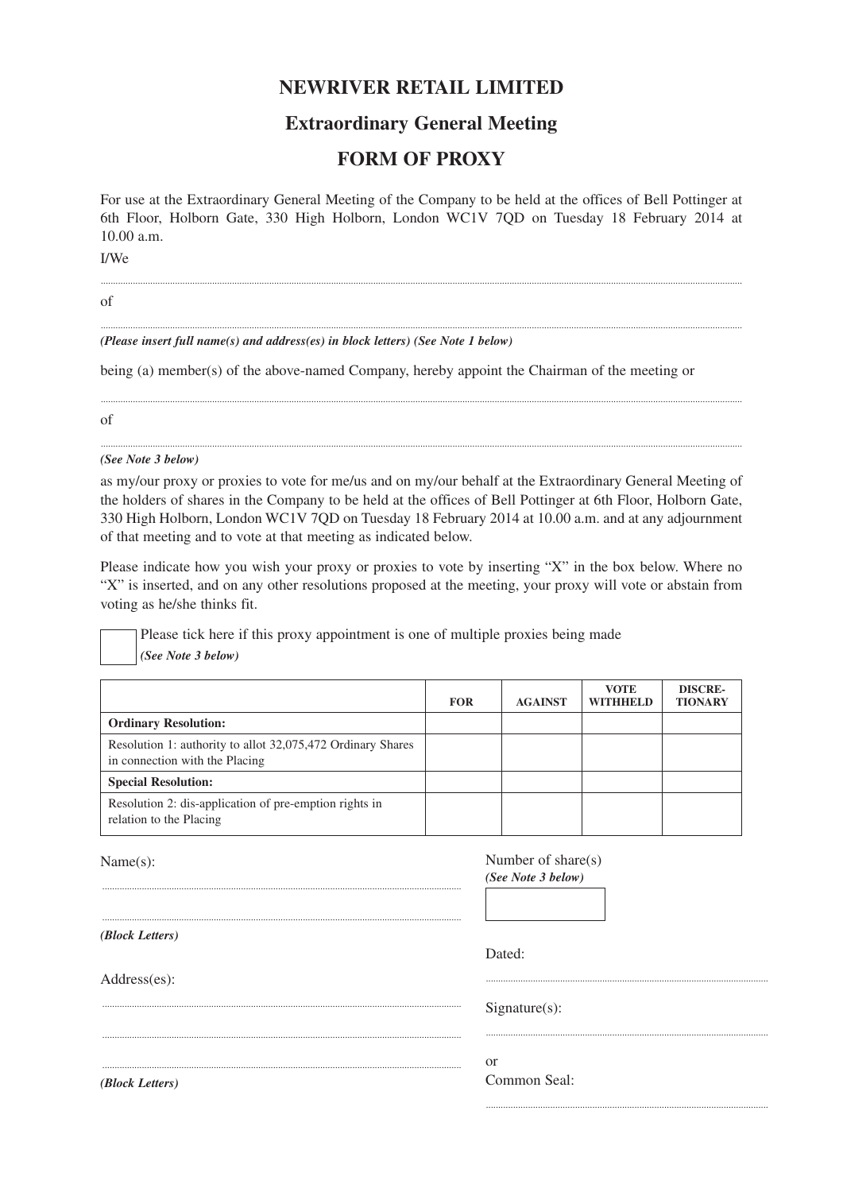# NEWRIVER RETAIL LIMITED

## Extraordinary General Meeting

## FORM OF PROXY

For use at the Extraordinary General Meeting of the Company to be held at the offices of Bell Pottinger at 6th Floor, Holborn Gate, 330 High Holborn, London WC1V 7QD on Tuesday 18 February 2014 at 10.00 a.m.

I/We

..............................................................................................................................................................

of

..............................................................................................................................................................

***(Please insert full name(s) and address(es) in block letters) (See Note 1 below)***

being (a) member(s) of the above-named Company, hereby appoint the Chairman of the meeting or

..............................................................................................................................................................

of

..............................................................................................................................................................

***(See Note 3 below)***

as my/our proxy or proxies to vote for me/us and on my/our behalf at the Extraordinary General Meeting of the holders of shares in the Company to be held at the offices of Bell Pottinger at 6th Floor, Holborn Gate, 330 High Holborn, London WC1V 7QD on Tuesday 18 February 2014 at 10.00 a.m. and at any adjournment of that meeting and to vote at that meeting as indicated below.

Please indicate how you wish your proxy or proxies to vote by inserting "X" in the box below. Where no "X" is inserted, and on any other resolutions proposed at the meeting, your proxy will vote or abstain from voting as he/she thinks fit.

☐ Please tick here if this proxy appointment is one of multiple proxies being made ***(See Note 3 below)***

| | FOR | AGAINST | VOTE WITHHELD | DISCRE-TIONARY |
|---|---|---|---|---|
| **Ordinary Resolution:** | | | | |
| Resolution 1: authority to allot 32,075,472 Ordinary Shares in connection with the Placing | | | | |
| **Special Resolution:** | | | | |
| Resolution 2: dis-application of pre-emption rights in relation to the Placing | | | | |

Name(s):

..............................................................................................................................................................

..............................................................................................................................................................

***(Block Letters)***

Address(es):

..............................................................................................................................................................

..............................................................................................................................................................

..............................................................................................................................................................

***(Block Letters)***

Number of share(s)
***(See Note 3 below)***

☐

Dated:

..............................................................................................................................................................

Signature(s):

..............................................................................................................................................................

or
Common Seal:

..............................................................................................................................................................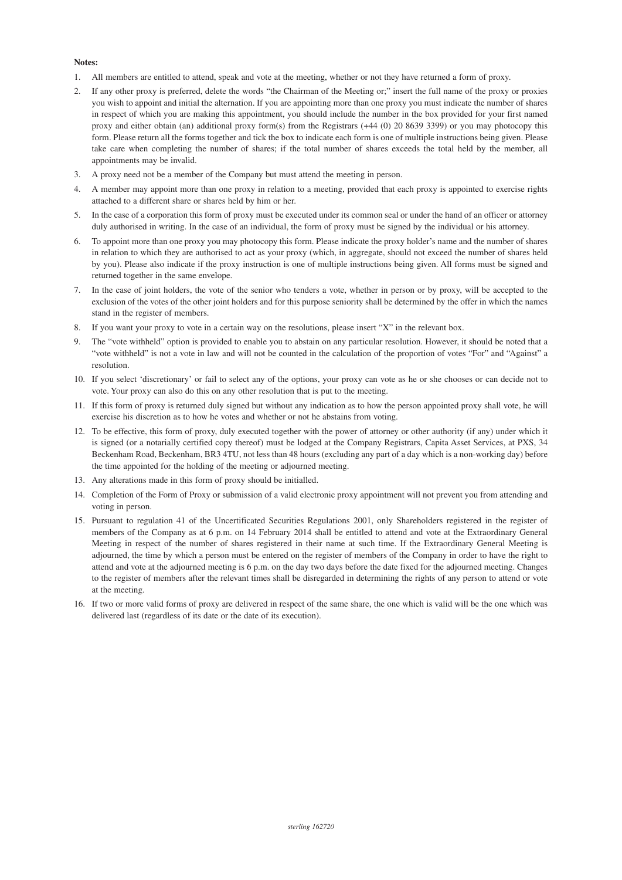**Notes:**

1. All members are entitled to attend, speak and vote at the meeting, whether or not they have returned a form of proxy.
2. If any other proxy is preferred, delete the words "the Chairman of the Meeting or;" insert the full name of the proxy or proxies you wish to appoint and initial the alternation. If you are appointing more than one proxy you must indicate the number of shares in respect of which you are making this appointment, you should include the number in the box provided for your first named proxy and either obtain (an) additional proxy form(s) from the Registrars (+44 (0) 20 8639 3399) or you may photocopy this form. Please return all the forms together and tick the box to indicate each form is one of multiple instructions being given. Please take care when completing the number of shares; if the total number of shares exceeds the total held by the member, all appointments may be invalid.
3. A proxy need not be a member of the Company but must attend the meeting in person.
4. A member may appoint more than one proxy in relation to a meeting, provided that each proxy is appointed to exercise rights attached to a different share or shares held by him or her.
5. In the case of a corporation this form of proxy must be executed under its common seal or under the hand of an officer or attorney duly authorised in writing. In the case of an individual, the form of proxy must be signed by the individual or his attorney.
6. To appoint more than one proxy you may photocopy this form. Please indicate the proxy holder's name and the number of shares in relation to which they are authorised to act as your proxy (which, in aggregate, should not exceed the number of shares held by you). Please also indicate if the proxy instruction is one of multiple instructions being given. All forms must be signed and returned together in the same envelope.
7. In the case of joint holders, the vote of the senior who tenders a vote, whether in person or by proxy, will be accepted to the exclusion of the votes of the other joint holders and for this purpose seniority shall be determined by the offer in which the names stand in the register of members.
8. If you want your proxy to vote in a certain way on the resolutions, please insert "X" in the relevant box.
9. The "vote withheld" option is provided to enable you to abstain on any particular resolution. However, it should be noted that a "vote withheld" is not a vote in law and will not be counted in the calculation of the proportion of votes "For" and "Against" a resolution.
10. If you select 'discretionary' or fail to select any of the options, your proxy can vote as he or she chooses or can decide not to vote. Your proxy can also do this on any other resolution that is put to the meeting.
11. If this form of proxy is returned duly signed but without any indication as to how the person appointed proxy shall vote, he will exercise his discretion as to how he votes and whether or not he abstains from voting.
12. To be effective, this form of proxy, duly executed together with the power of attorney or other authority (if any) under which it is signed (or a notarially certified copy thereof) must be lodged at the Company Registrars, Capita Asset Services, at PXS, 34 Beckenham Road, Beckenham, BR3 4TU, not less than 48 hours (excluding any part of a day which is a non-working day) before the time appointed for the holding of the meeting or adjourned meeting.
13. Any alterations made in this form of proxy should be initialled.
14. Completion of the Form of Proxy or submission of a valid electronic proxy appointment will not prevent you from attending and voting in person.
15. Pursuant to regulation 41 of the Uncertificated Securities Regulations 2001, only Shareholders registered in the register of members of the Company as at 6 p.m. on 14 February 2014 shall be entitled to attend and vote at the Extraordinary General Meeting in respect of the number of shares registered in their name at such time. If the Extraordinary General Meeting is adjourned, the time by which a person must be entered on the register of members of the Company in order to have the right to attend and vote at the adjourned meeting is 6 p.m. on the day two days before the date fixed for the adjourned meeting. Changes to the register of members after the relevant times shall be disregarded in determining the rights of any person to attend or vote at the meeting.
16. If two or more valid forms of proxy are delivered in respect of the same share, the one which is valid will be the one which was delivered last (regardless of its date or the date of its execution).

*sterling 162720*